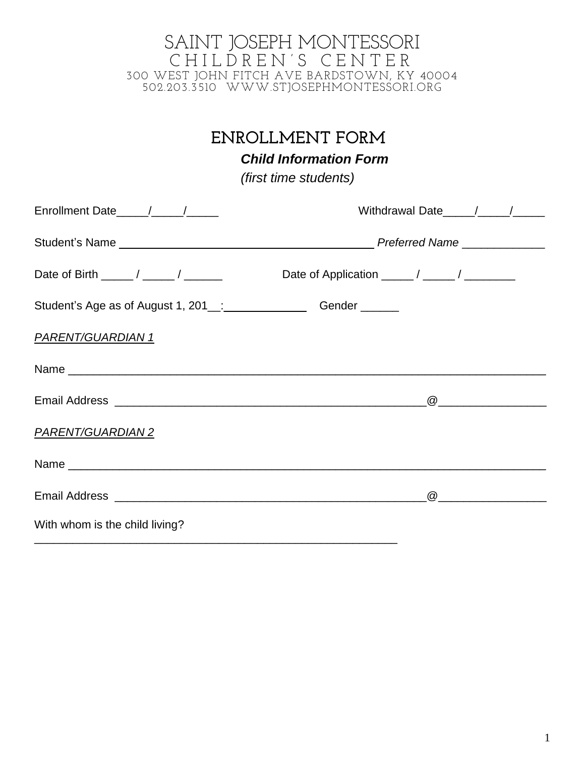# SAINT JOSEPH MONTESSORI
## CHILDREN'S CENTER
300 WEST JOHN FITCH AVE BARDSTOWN, KY 40004
502.203.3510 WWW.STJOSEPHMONTESSORI.ORG

## ENROLLMENT FORM

***Child Information Form***

*(first time students)*

Enrollment Date_____/_____/_____ Withdrawal Date_____/_____/_____

Student's Name ________________________________________ *Preferred Name* _____________

Date of Birth _____ / _____ / ______ Date of Application _____ / _____ / ________

Student's Age as of August 1, 201__:_____________ Gender ______

*PARENT/GUARDIAN 1*

Name ______________________________________________________________________________

Email Address _____________________________________________@________________

*PARENT/GUARDIAN 2*

Name ______________________________________________________________________________

Email Address _____________________________________________@________________

With whom is the child living?
___________________________________________________________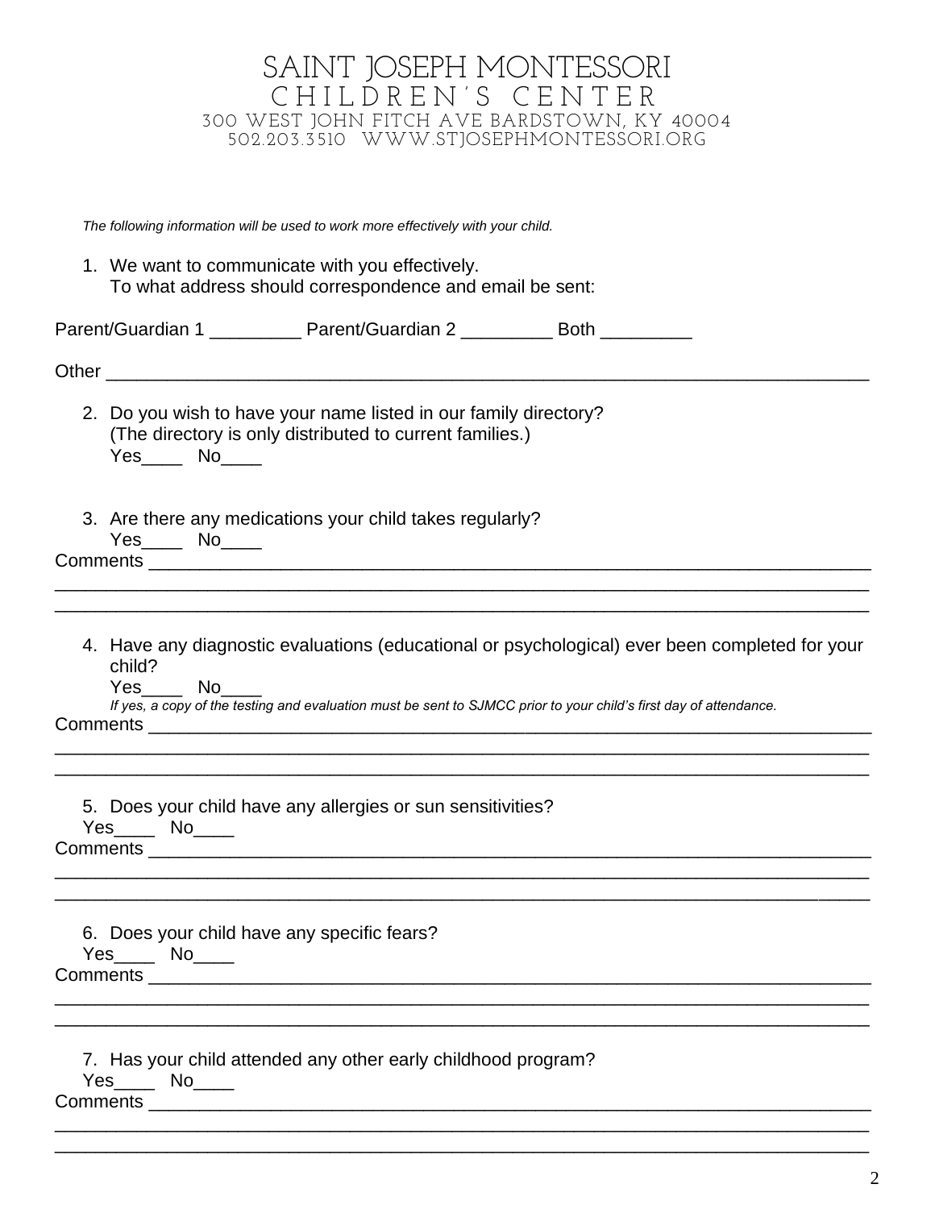# SAINT JOSEPH MONTESSORI
## CHILDREN'S CENTER

300 WEST JOHN FITCH AVE BARDSTOWN, KY 40004
502.203.3510 WWW.STJOSEPHMONTESSORI.ORG

*The following information will be used to work more effectively with your child.*

1. We want to communicate with you effectively.
   To what address should correspondence and email be sent:

Parent/Guardian 1 _________ Parent/Guardian 2 _________ Both _________

Other ___________________________________________________________________________

2. Do you wish to have your name listed in our family directory?
   (The directory is only distributed to current families.)
   Yes____ No____

3. Are there any medications your child takes regularly?
   Yes____ No____

Comments ________________________________________________________________________
_________________________________________________________________________________
_________________________________________________________________________________

4. Have any diagnostic evaluations (educational or psychological) ever been completed for your child?
   Yes____ No____
   *If yes, a copy of the testing and evaluation must be sent to SJMCC prior to your child's first day of attendance.*

Comments ________________________________________________________________________
_________________________________________________________________________________
_________________________________________________________________________________

5. Does your child have any allergies or sun sensitivities?
   Yes____ No____

Comments ________________________________________________________________________
_________________________________________________________________________________
_________________________________________________________________________________

6. Does your child have any specific fears?
   Yes____ No____

Comments ________________________________________________________________________
_________________________________________________________________________________
_________________________________________________________________________________

7. Has your child attended any other early childhood program?
   Yes____ No____

Comments ________________________________________________________________________
_________________________________________________________________________________
_________________________________________________________________________________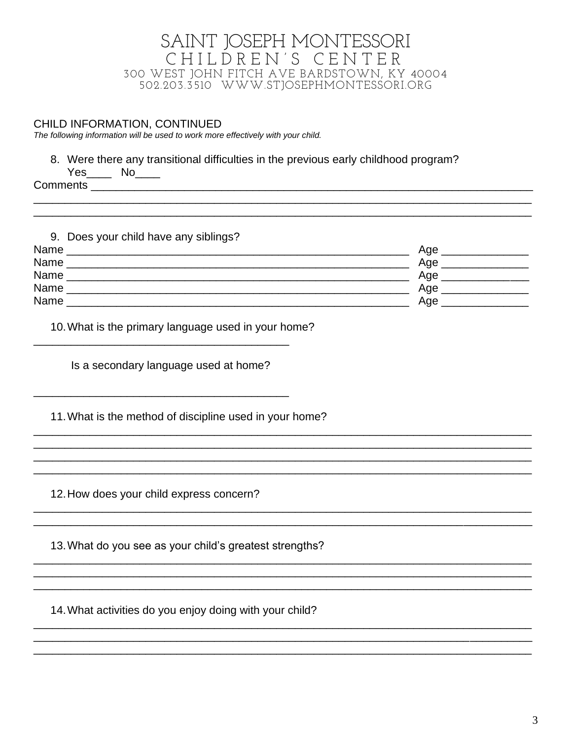# SAINT JOSEPH MONTESSORI
## CHILDREN'S CENTER
300 WEST JOHN FITCH AVE BARDSTOWN, KY 40004
502.203.3510 WWW.STJOSEPHMONTESSORI.ORG

### CHILD INFORMATION, CONTINUED

*The following information will be used to work more effectively with your child.*

8. Were there any transitional difficulties in the previous early childhood program?
   Yes____ No____

Comments ______________________________________________________________________________
______________________________________________________________________________________
______________________________________________________________________________________

9. Does your child have any siblings?

Name ____________________________________________________________ Age ______________
Name ____________________________________________________________ Age ______________
Name ____________________________________________________________ Age ______________
Name ____________________________________________________________ Age ______________
Name ____________________________________________________________ Age ______________

10. What is the primary language used in your home?

___________________________________________

Is a secondary language used at home?

___________________________________________

11. What is the method of discipline used in your home?

______________________________________________________________________________________
______________________________________________________________________________________
______________________________________________________________________________________
______________________________________________________________________________________

12. How does your child express concern?

______________________________________________________________________________________
______________________________________________________________________________________

13. What do you see as your child's greatest strengths?

______________________________________________________________________________________
______________________________________________________________________________________
______________________________________________________________________________________

14. What activities do you enjoy doing with your child?

______________________________________________________________________________________
______________________________________________________________________________________
______________________________________________________________________________________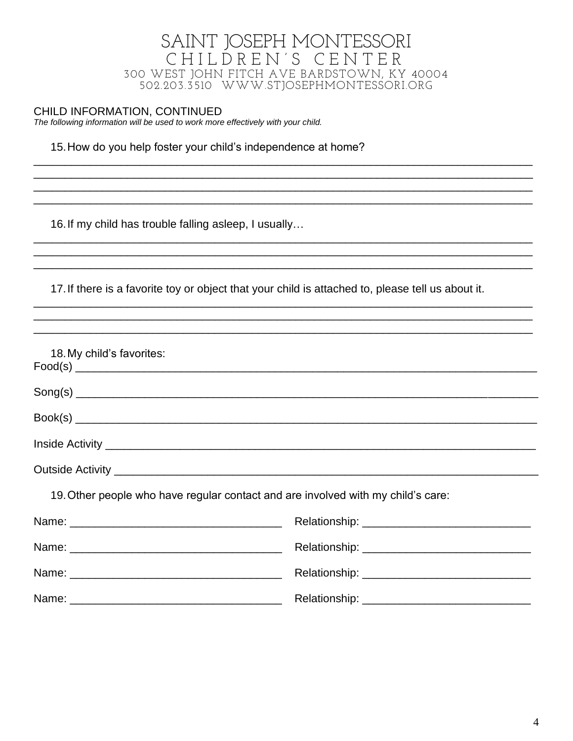# SAINT JOSEPH MONTESSORI
## CHILDREN'S CENTER
300 WEST JOHN FITCH AVE BARDSTOWN, KY 40004
502.203.3510 WWW.STJOSEPHMONTESSORI.ORG

### CHILD INFORMATION, CONTINUED

*The following information will be used to work more effectively with your child.*

15. How do you help foster your child's independence at home?

______________________________________________________________________________
______________________________________________________________________________
______________________________________________________________________________
______________________________________________________________________________

16. If my child has trouble falling asleep, I usually…

______________________________________________________________________________
______________________________________________________________________________
______________________________________________________________________________

17. If there is a favorite toy or object that your child is attached to, please tell us about it.

______________________________________________________________________________
______________________________________________________________________________
______________________________________________________________________________

18. My child's favorites:

Food(s) ______________________________________________________________________

Song(s) ______________________________________________________________________

Book(s) ______________________________________________________________________

Inside Activity _________________________________________________________________

Outside Activity ________________________________________________________________

19. Other people who have regular contact and are involved with my child's care:

Name: _________________________________ Relationship: ___________________________

Name: _________________________________ Relationship: ___________________________

Name: _________________________________ Relationship: ___________________________

Name: _________________________________ Relationship: ___________________________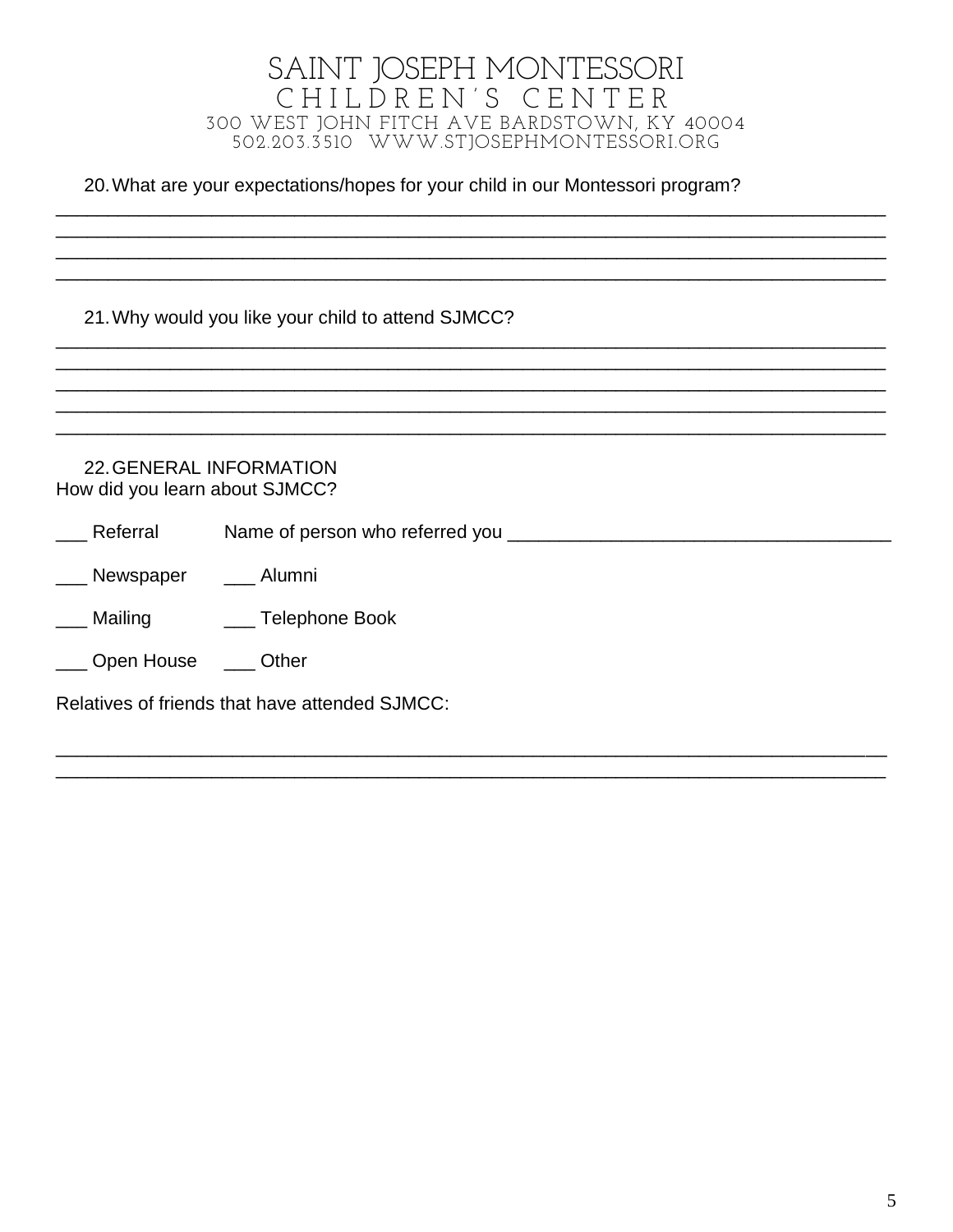# SAINT JOSEPH MONTESSORI
## CHILDREN'S CENTER
300 WEST JOHN FITCH AVE BARDSTOWN, KY 40004
502.203.3510 WWW.STJOSEPHMONTESSORI.ORG

20. What are your expectations/hopes for your child in our Montessori program?

________________________________________________________________________________
________________________________________________________________________________
________________________________________________________________________________
________________________________________________________________________________

21. Why would you like your child to attend SJMCC?

________________________________________________________________________________
________________________________________________________________________________
________________________________________________________________________________
________________________________________________________________________________
________________________________________________________________________________

22. GENERAL INFORMATION

How did you learn about SJMCC?

___ Referral Name of person who referred you ______________________________________

___ Newspaper ___ Alumni

___ Mailing ___ Telephone Book

___ Open House ___ Other

Relatives of friends that have attended SJMCC:

________________________________________________________________________________
________________________________________________________________________________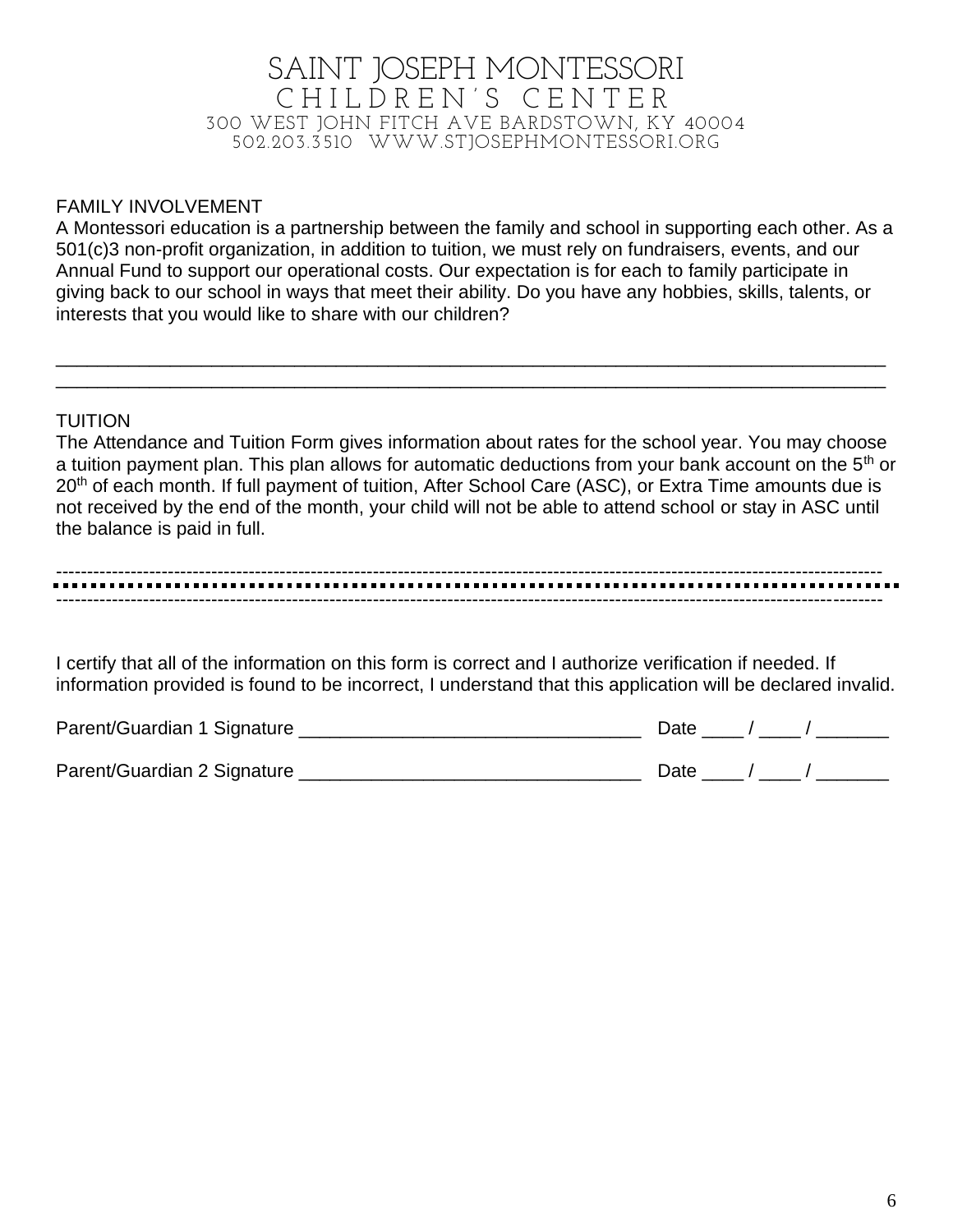# SAINT JOSEPH MONTESSORI
## CHILDREN'S CENTER

300 WEST JOHN FITCH AVE BARDSTOWN, KY 40004
502.203.3510 WWW.STJOSEPHMONTESSORI.ORG

FAMILY INVOLVEMENT

A Montessori education is a partnership between the family and school in supporting each other. As a 501(c)3 non-profit organization, in addition to tuition, we must rely on fundraisers, events, and our Annual Fund to support our operational costs. Our expectation is for each to family participate in giving back to our school in ways that meet their ability. Do you have any hobbies, skills, talents, or interests that you would like to share with our children?

_______________________________________________________________________________

_______________________________________________________________________________

TUITION

The Attendance and Tuition Form gives information about rates for the school year. You may choose a tuition payment plan. This plan allows for automatic deductions from your bank account on the 5th or 20th of each month. If full payment of tuition, After School Care (ASC), or Extra Time amounts due is not received by the end of the month, your child will not be able to attend school or stay in ASC until the balance is paid in full.

---

I certify that all of the information on this form is correct and I authorize verification if needed. If information provided is found to be incorrect, I understand that this application will be declared invalid.

Parent/Guardian 1 Signature _________________________________ Date ____ / ____ / _______

Parent/Guardian 2 Signature _________________________________ Date ____ / ____ / _______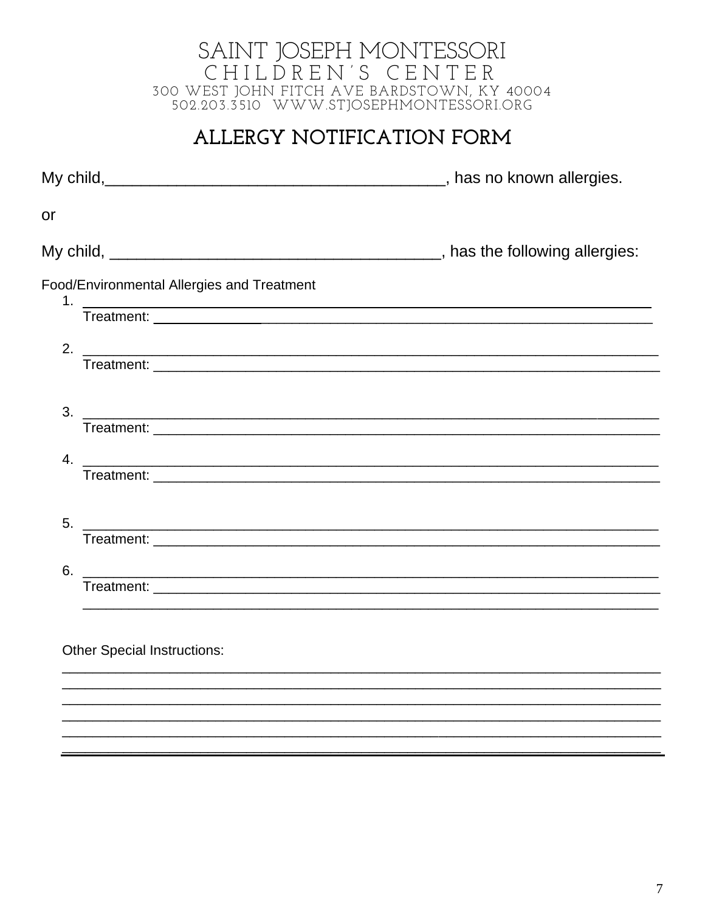# SAINT JOSEPH MONTESSORI
## CHILDREN'S CENTER

300 WEST JOHN FITCH AVE BARDSTOWN, KY 40004
502.203.3510 WWW.STJOSEPHMONTESSORI.ORG

## ALLERGY NOTIFICATION FORM

My child,_____________________________________, has no known allergies.

or

My child, ____________________________________, has the following allergies:

Food/Environmental Allergies and Treatment

1. ______________________________________________________________________
   Treatment: ______________________________________________________________

2. ______________________________________________________________________
   Treatment: ______________________________________________________________

3. ______________________________________________________________________
   Treatment: ______________________________________________________________

4. ______________________________________________________________________
   Treatment: ______________________________________________________________

5. ______________________________________________________________________
   Treatment: ______________________________________________________________

6. ______________________________________________________________________
   Treatment: ______________________________________________________________
   ______________________________________________________________________

Other Special Instructions:

______________________________________________________________________
______________________________________________________________________
______________________________________________________________________
______________________________________________________________________
______________________________________________________________________
______________________________________________________________________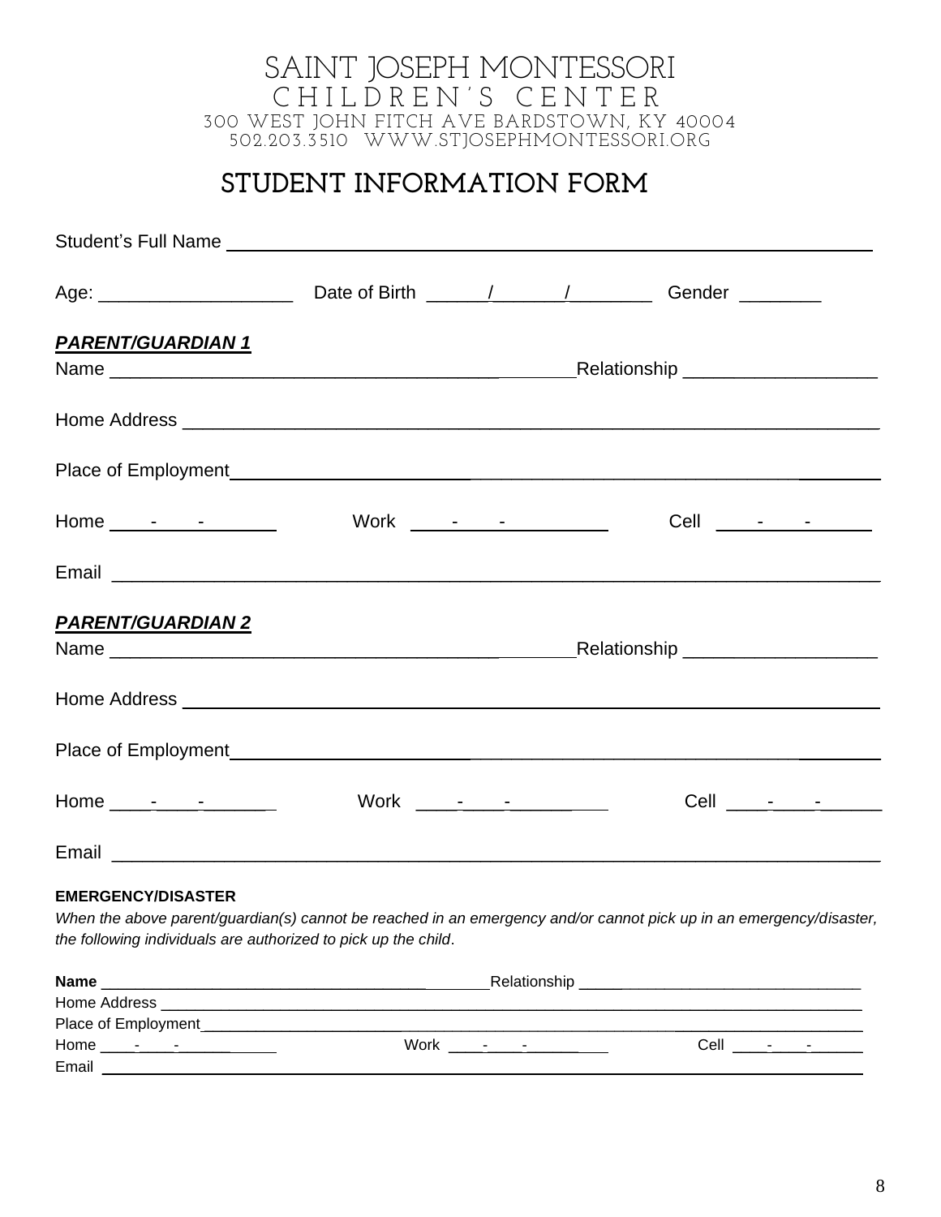# SAINT JOSEPH MONTESSORI
## CHILDREN'S CENTER

300 WEST JOHN FITCH AVE BARDSTOWN, KY 40004
502.203.3510 WWW.STJOSEPHMONTESSORI.ORG

# STUDENT INFORMATION FORM

Student's Full Name ______________________________________________________________

Age: __________________ Date of Birth _____/______/_______ Gender ________

***PARENT/GUARDIAN 1***

Name _______________________________________________ Relationship __________________

Home Address ______________________________________________________________________

Place of Employment ______________________________________________________________

Home ____-____-_______ Work ____-____-_________ Cell ____-____-_______

Email _____________________________________________________________________________

***PARENT/GUARDIAN 2***

Name _______________________________________________ Relationship __________________

Home Address ______________________________________________________________________

Place of Employment ______________________________________________________________

Home ____-____-_______ Work ____-____-_________ Cell ____-____-_______

Email _____________________________________________________________________________

**EMERGENCY/DISASTER**

*When the above parent/guardian(s) cannot be reached in an emergency and/or cannot pick up in an emergency/disaster, the following individuals are authorized to pick up the child*.

**Name** _______________________________________________ Relationship ______________________________

Home Address ______________________________________________________________________

Place of Employment ______________________________________________________________

Home ____-____-_______ Work ____-____-_________ Cell ____-____-_______

Email _____________________________________________________________________________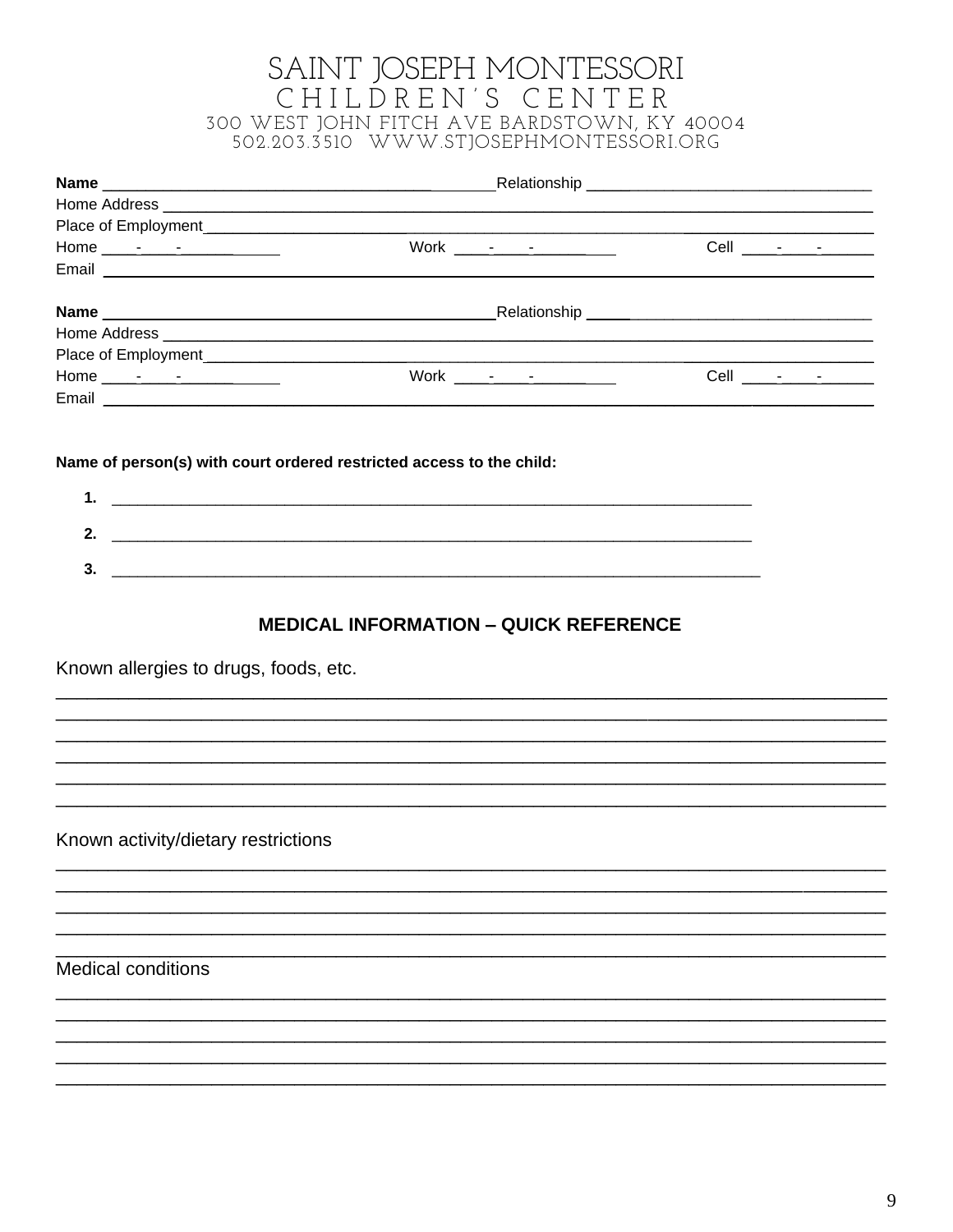# SAINT JOSEPH MONTESSORI CHILDREN'S CENTER

300 WEST JOHN FITCH AVE BARDSTOWN, KY 40004
502.203.3510 WWW.STJOSEPHMONTESSORI.ORG

**Name** ________________________________________ Relationship ______________________________
Home Address ______________________________________________________________________________
Place of Employment_______________________________________________________________________
Home ____-____-__________ Work ____-____-__________ Cell ____-____-______
Email _____________________________________________________________________________________

**Name** ________________________________________ Relationship ______________________________
Home Address ______________________________________________________________________________
Place of Employment_______________________________________________________________________
Home ____-____-__________ Work ____-____-__________ Cell ____-____-______
Email _____________________________________________________________________________________

**Name of person(s) with court ordered restricted access to the child:**

**1.** _______________________________________________________________________

**2.** _______________________________________________________________________

**3.** _______________________________________________________________________

## MEDICAL INFORMATION – QUICK REFERENCE

Known allergies to drugs, foods, etc.

_______________________________________________________________________________
_______________________________________________________________________________
_______________________________________________________________________________
_______________________________________________________________________________
_______________________________________________________________________________
_______________________________________________________________________________

Known activity/dietary restrictions

_______________________________________________________________________________
_______________________________________________________________________________
_______________________________________________________________________________
_______________________________________________________________________________
_______________________________________________________________________________

Medical conditions

_______________________________________________________________________________
_______________________________________________________________________________
_______________________________________________________________________________
_______________________________________________________________________________
_______________________________________________________________________________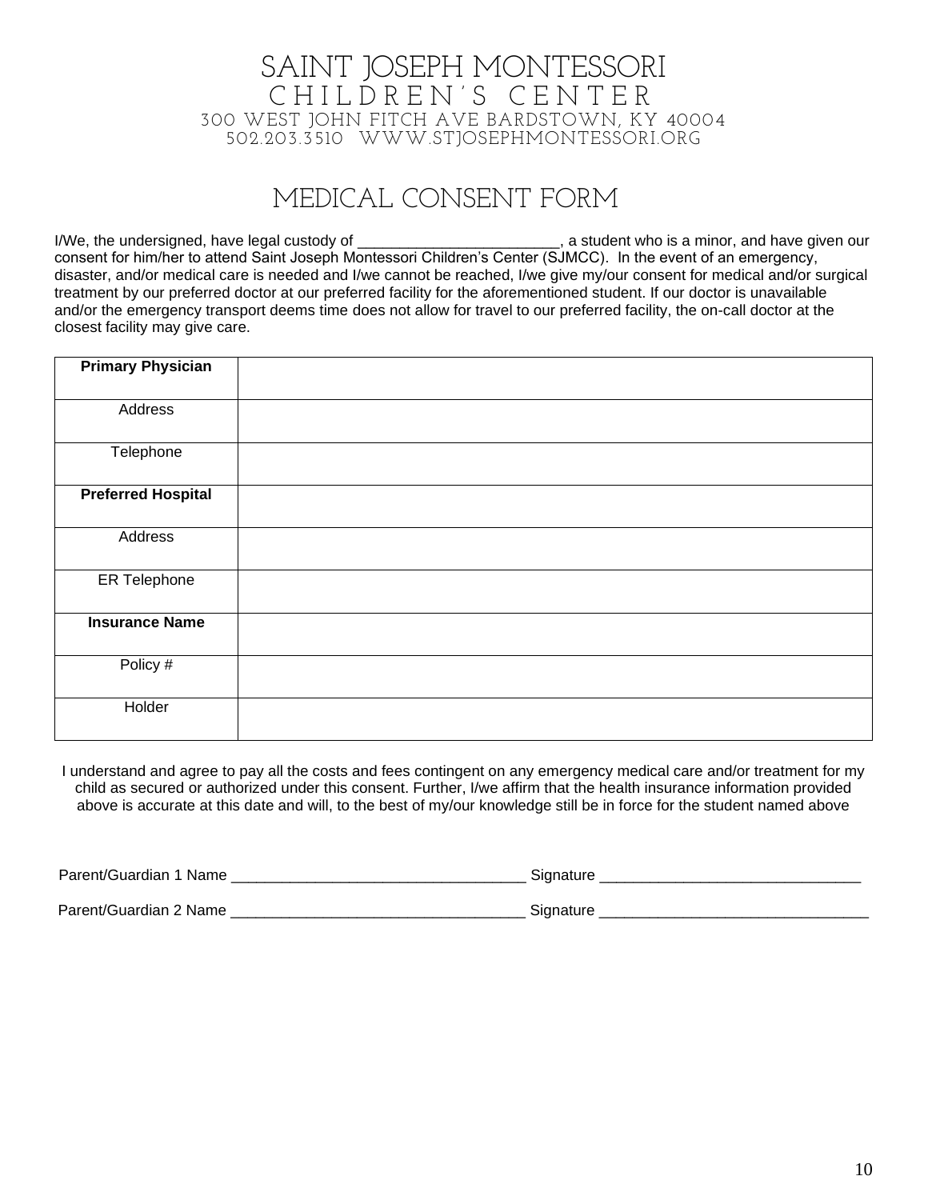# SAINT JOSEPH MONTESSORI
## CHILDREN'S CENTER

300 WEST JOHN FITCH AVE BARDSTOWN, KY 40004
502.203.3510 WWW.STJOSEPHMONTESSORI.ORG

## MEDICAL CONSENT FORM

I/We, the undersigned, have legal custody of ________________________, a student who is a minor, and have given our consent for him/her to attend Saint Joseph Montessori Children's Center (SJMCC). In the event of an emergency, disaster, and/or medical care is needed and I/we cannot be reached, I/we give my/our consent for medical and/or surgical treatment by our preferred doctor at our preferred facility for the aforementioned student. If our doctor is unavailable and/or the emergency transport deems time does not allow for travel to our preferred facility, the on-call doctor at the closest facility may give care.

| **Primary Physician** | |
|---|---|
| Address | |
| Telephone | |
| **Preferred Hospital** | |
| Address | |
| ER Telephone | |
| **Insurance Name** | |
| Policy # | |
| Holder | |

I understand and agree to pay all the costs and fees contingent on any emergency medical care and/or treatment for my child as secured or authorized under this consent. Further, I/we affirm that the health insurance information provided above is accurate at this date and will, to the best of my/our knowledge still be in force for the student named above

Parent/Guardian 1 Name ___________________________________ Signature _______________________________

Parent/Guardian 2 Name ___________________________________ Signature ________________________________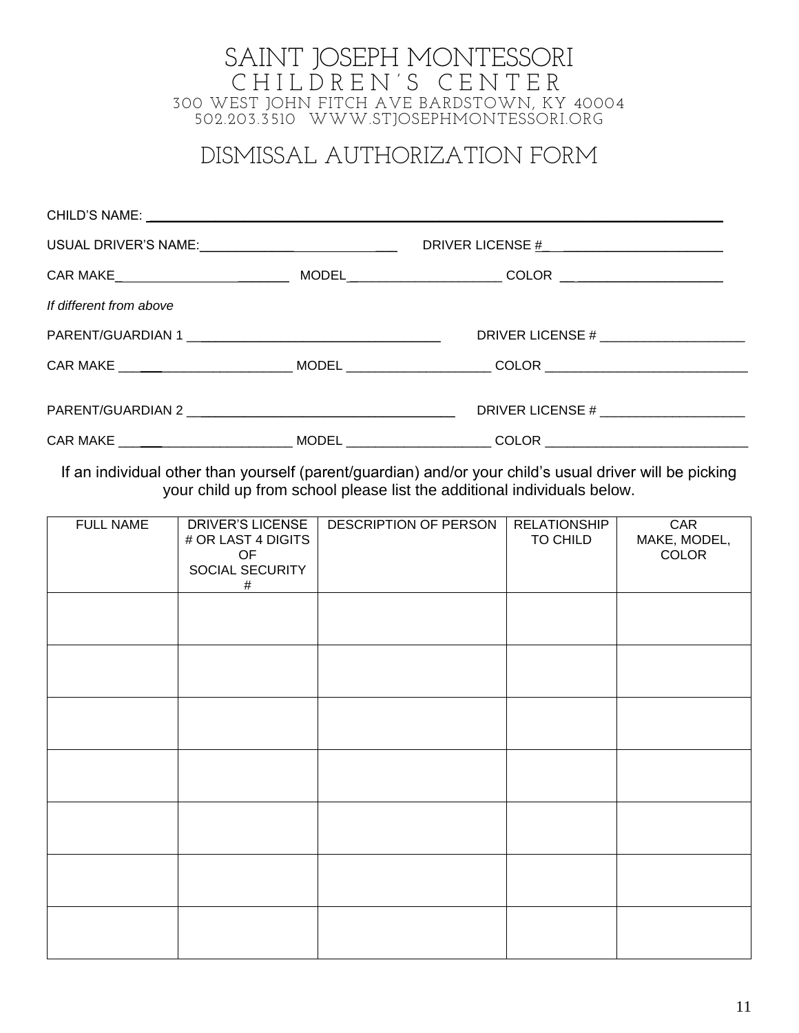# SAINT JOSEPH MONTESSORI
## CHILDREN'S CENTER

300 WEST JOHN FITCH AVE BARDSTOWN, KY 40004
502.203.3510 WWW.STJOSEPHMONTESSORI.ORG

## DISMISSAL AUTHORIZATION FORM

CHILD'S NAME: ___________________________________________________________________

USUAL DRIVER'S NAME: ______________________________ DRIVER LICENSE # _________________________

CAR MAKE _________________________ MODEL _____________________ COLOR _______________________

*If different from above*

PARENT/GUARDIAN 1 ___________________________________ DRIVER LICENSE # ____________________

CAR MAKE ______________________ MODEL ____________________ COLOR ____________________________

PARENT/GUARDIAN 2 ____________________________________ DRIVER LICENSE # ____________________

CAR MAKE ______________________ MODEL ____________________ COLOR ____________________________

If an individual other than yourself (parent/guardian) and/or your child's usual driver will be picking your child up from school please list the additional individuals below.

| FULL NAME | DRIVER'S LICENSE # OR LAST 4 DIGITS OF SOCIAL SECURITY # | DESCRIPTION OF PERSON | RELATIONSHIP TO CHILD | CAR MAKE, MODEL, COLOR |
|---|---|---|---|---|
| | | | | |
| | | | | |
| | | | | |
| | | | | |
| | | | | |
| | | | | |
| | | | | |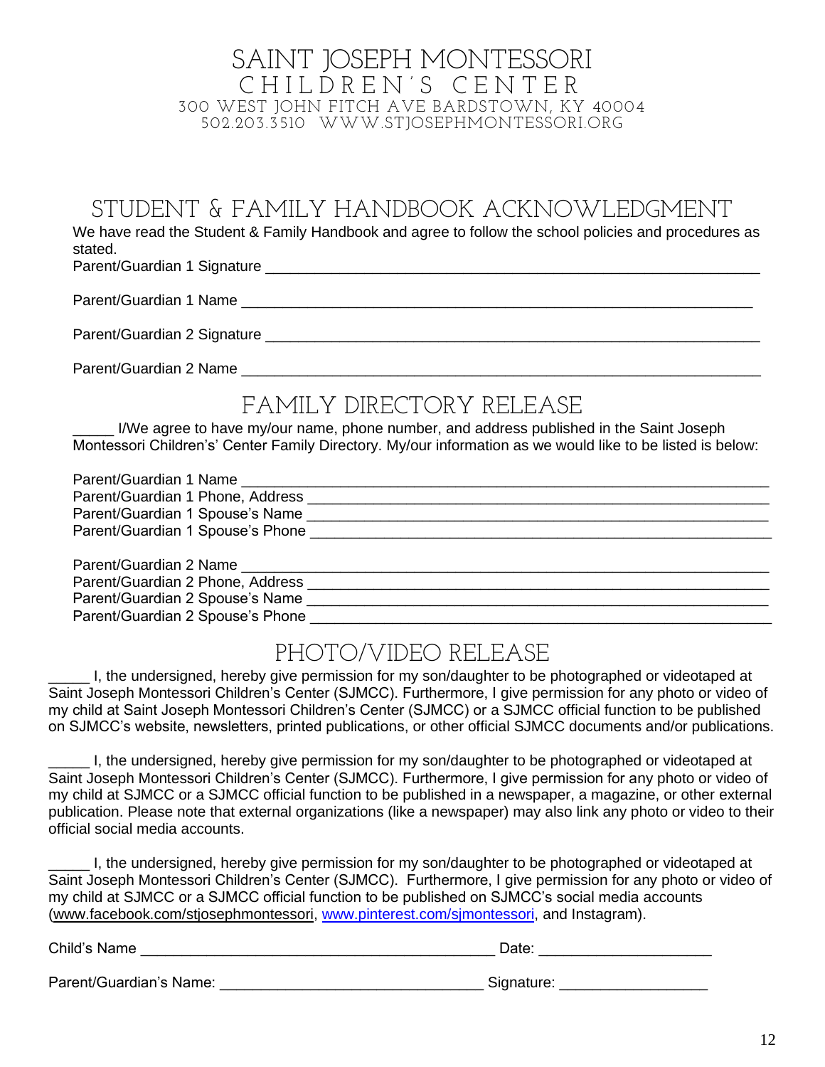# SAINT JOSEPH MONTESSORI CHILDREN'S CENTER

300 WEST JOHN FITCH AVE BARDSTOWN, KY 40004
502.203.3510 WWW.STJOSEPHMONTESSORI.ORG

## STUDENT & FAMILY HANDBOOK ACKNOWLEDGMENT

We have read the Student & Family Handbook and agree to follow the school policies and procedures as stated.

Parent/Guardian 1 Signature ___________________________________________________________

Parent/Guardian 1 Name ______________________________________________________________

Parent/Guardian 2 Signature ___________________________________________________________

Parent/Guardian 2 Name _______________________________________________________________

## FAMILY DIRECTORY RELEASE

_____ I/We agree to have my/our name, phone number, and address published in the Saint Joseph Montessori Children's' Center Family Directory. My/our information as we would like to be listed is below:

Parent/Guardian 1 Name ________________________________________________________________
Parent/Guardian 1 Phone, Address ________________________________________________________
Parent/Guardian 1 Spouse's Name ________________________________________________________
Parent/Guardian 1 Spouse's Phone ________________________________________________________

Parent/Guardian 2 Name ________________________________________________________________
Parent/Guardian 2 Phone, Address ________________________________________________________
Parent/Guardian 2 Spouse's Name ________________________________________________________
Parent/Guardian 2 Spouse's Phone ________________________________________________________

## PHOTO/VIDEO RELEASE

_____ I, the undersigned, hereby give permission for my son/daughter to be photographed or videotaped at Saint Joseph Montessori Children's Center (SJMCC). Furthermore, I give permission for any photo or video of my child at Saint Joseph Montessori Children's Center (SJMCC) or a SJMCC official function to be published on SJMCC's website, newsletters, printed publications, or other official SJMCC documents and/or publications.

_____ I, the undersigned, hereby give permission for my son/daughter to be photographed or videotaped at Saint Joseph Montessori Children's Center (SJMCC). Furthermore, I give permission for any photo or video of my child at SJMCC or a SJMCC official function to be published in a newspaper, a magazine, or other external publication. Please note that external organizations (like a newspaper) may also link any photo or video to their official social media accounts.

_____ I, the undersigned, hereby give permission for my son/daughter to be photographed or videotaped at Saint Joseph Montessori Children's Center (SJMCC). Furthermore, I give permission for any photo or video of my child at SJMCC or a SJMCC official function to be published on SJMCC's social media accounts (www.facebook.com/stjosephmontessori, www.pinterest.com/sjmontessori, and Instagram).

Child's Name __________________________________________ Date: ____________________

Parent/Guardian's Name: ______________________________ Signature: _________________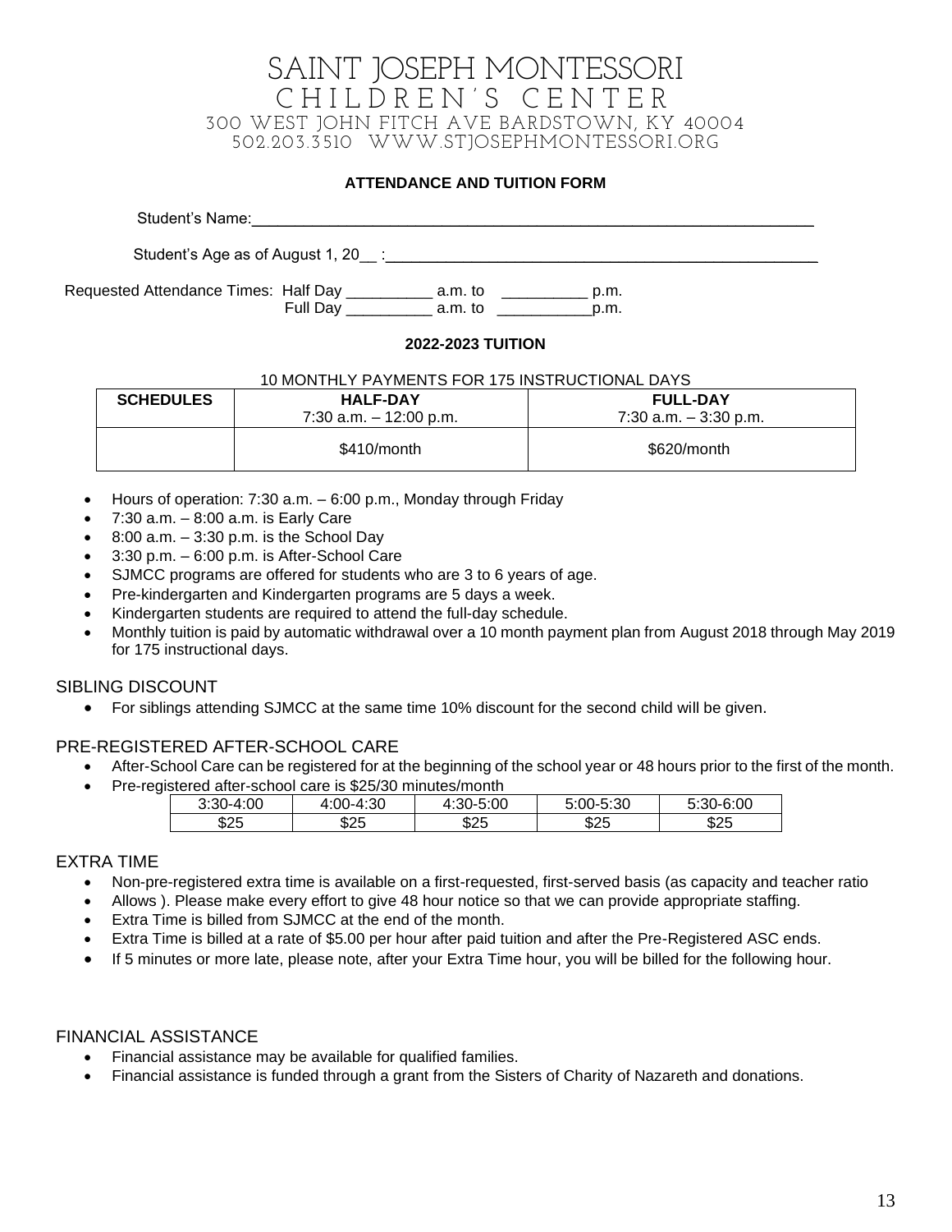# SAINT JOSEPH MONTESSORI
## CHILDREN'S CENTER
300 WEST JOHN FITCH AVE BARDSTOWN, KY 40004
502.203.3510 WWW.STJOSEPHMONTESSORI.ORG

**ATTENDANCE AND TUITION FORM**

Student's Name:_______________________________________________

Student's Age as of August 1, 20__ :___________________________________

Requested Attendance Times: Half Day __________ a.m. to __________ p.m.
Full Day __________ a.m. to ___________p.m.

**2022-2023 TUITION**

10 MONTHLY PAYMENTS FOR 175 INSTRUCTIONAL DAYS

| SCHEDULES | HALF-DAY 7:30 a.m. – 12:00 p.m. | FULL-DAY 7:30 a.m. – 3:30 p.m. |
|---|---|---|
| | $410/month | $620/month |

- Hours of operation: 7:30 a.m. – 6:00 p.m., Monday through Friday
- 7:30 a.m. – 8:00 a.m. is Early Care
- 8:00 a.m. – 3:30 p.m. is the School Day
- 3:30 p.m. – 6:00 p.m. is After-School Care
- SJMCC programs are offered for students who are 3 to 6 years of age.
- Pre-kindergarten and Kindergarten programs are 5 days a week.
- Kindergarten students are required to attend the full-day schedule.
- Monthly tuition is paid by automatic withdrawal over a 10 month payment plan from August 2018 through May 2019 for 175 instructional days.

## SIBLING DISCOUNT

- For siblings attending SJMCC at the same time 10% discount for the second child will be given.

## PRE-REGISTERED AFTER-SCHOOL CARE

- After-School Care can be registered for at the beginning of the school year or 48 hours prior to the first of the month.
- Pre-registered after-school care is $25/30 minutes/month

| 3:30-4:00 | 4:00-4:30 | 4:30-5:00 | 5:00-5:30 | 5:30-6:00 |
|---|---|---|---|---|
| $25 | $25 | $25 | $25 | $25 |

## EXTRA TIME

- Non-pre-registered extra time is available on a first-requested, first-served basis (as capacity and teacher ratio
- Allows ). Please make every effort to give 48 hour notice so that we can provide appropriate staffing.
- Extra Time is billed from SJMCC at the end of the month.
- Extra Time is billed at a rate of $5.00 per hour after paid tuition and after the Pre-Registered ASC ends.
- If 5 minutes or more late, please note, after your Extra Time hour, you will be billed for the following hour.

## FINANCIAL ASSISTANCE

- Financial assistance may be available for qualified families.
- Financial assistance is funded through a grant from the Sisters of Charity of Nazareth and donations.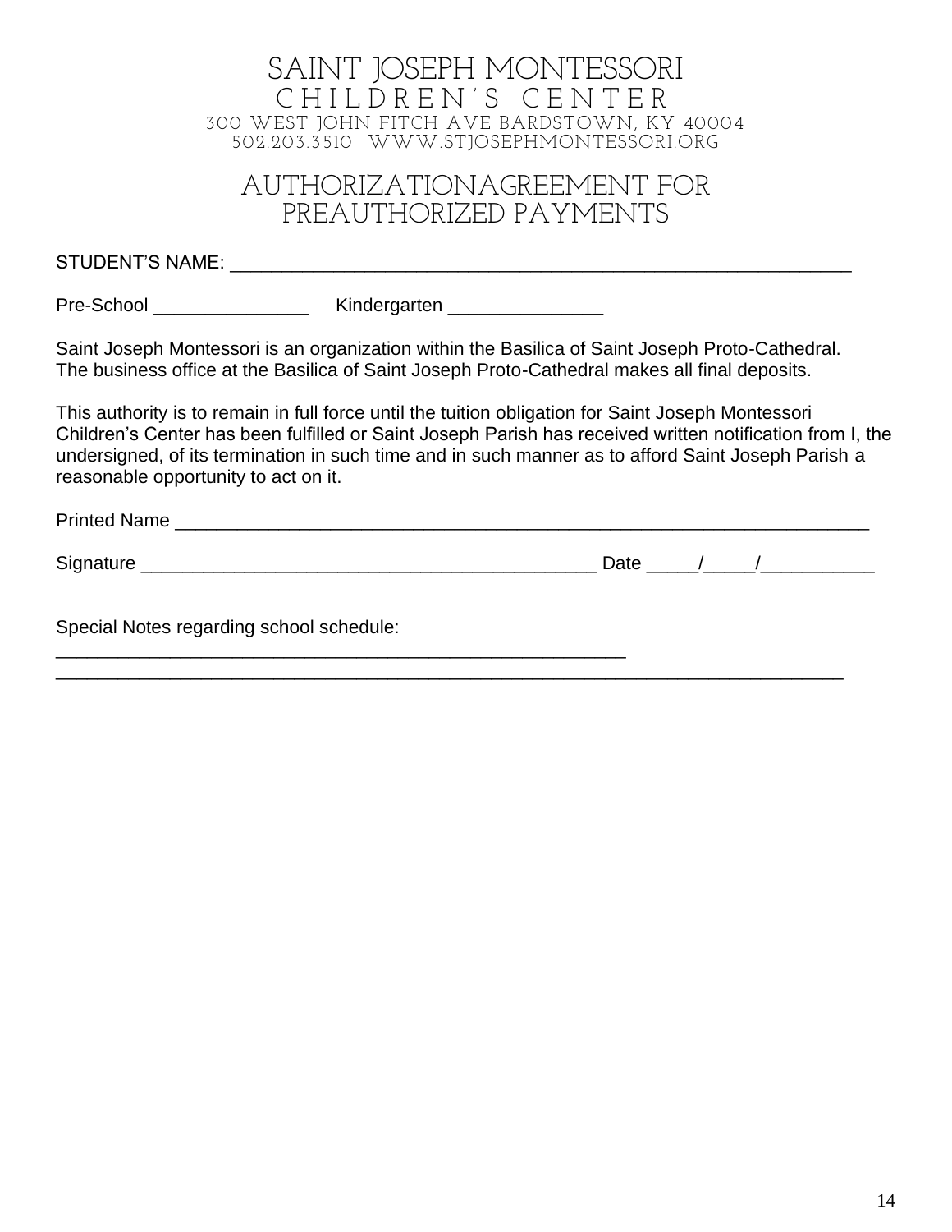# SAINT JOSEPH MONTESSORI
## CHILDREN'S CENTER

300 WEST JOHN FITCH AVE BARDSTOWN, KY 40004
502.203.3510 WWW.STJOSEPHMONTESSORI.ORG

## AUTHORIZATIONAGREEMENT FOR PREAUTHORIZED PAYMENTS

STUDENT'S NAME: ___________________________________________________________

Pre-School _______________ Kindergarten _______________

Saint Joseph Montessori is an organization within the Basilica of Saint Joseph Proto-Cathedral. The business office at the Basilica of Saint Joseph Proto-Cathedral makes all final deposits.

This authority is to remain in full force until the tuition obligation for Saint Joseph Montessori Children's Center has been fulfilled or Saint Joseph Parish has received written notification from I, the undersigned, of its termination in such time and in such manner as to afford Saint Joseph Parish a reasonable opportunity to act on it.

Printed Name ______________________________________________________________________

Signature ____________________________________________ Date _____/_____/___________

Special Notes regarding school schedule:
________________________________________________________
______________________________________________________________________________